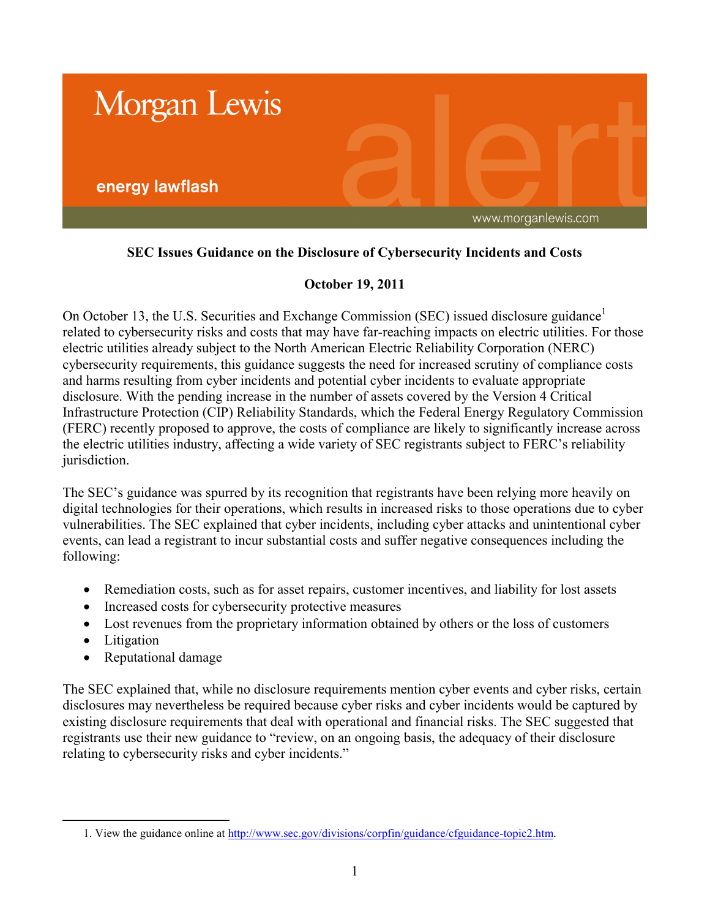Morgan Lewis

energy lawflash

www.morganlewis.com

**SEC Issues Guidance on the Disclosure of Cybersecurity Incidents and Costs**

**October 19, 2011**

On October 13, the U.S. Securities and Exchange Commission (SEC) issued disclosure guidance[1] related to cybersecurity risks and costs that may have far-reaching impacts on electric utilities. For those electric utilities already subject to the North American Electric Reliability Corporation (NERC) cybersecurity requirements, this guidance suggests the need for increased scrutiny of compliance costs and harms resulting from cyber incidents and potential cyber incidents to evaluate appropriate disclosure. With the pending increase in the number of assets covered by the Version 4 Critical Infrastructure Protection (CIP) Reliability Standards, which the Federal Energy Regulatory Commission (FERC) recently proposed to approve, the costs of compliance are likely to significantly increase across the electric utilities industry, affecting a wide variety of SEC registrants subject to FERC's reliability jurisdiction.

The SEC's guidance was spurred by its recognition that registrants have been relying more heavily on digital technologies for their operations, which results in increased risks to those operations due to cyber vulnerabilities. The SEC explained that cyber incidents, including cyber attacks and unintentional cyber events, can lead a registrant to incur substantial costs and suffer negative consequences including the following:

- Remediation costs, such as for asset repairs, customer incentives, and liability for lost assets
- Increased costs for cybersecurity protective measures
- Lost revenues from the proprietary information obtained by others or the loss of customers
- Litigation
- Reputational damage

The SEC explained that, while no disclosure requirements mention cyber events and cyber risks, certain disclosures may nevertheless be required because cyber risks and cyber incidents would be captured by existing disclosure requirements that deal with operational and financial risks. The SEC suggested that registrants use their new guidance to "review, on an ongoing basis, the adequacy of their disclosure relating to cybersecurity risks and cyber incidents."

1. View the guidance online at http://www.sec.gov/divisions/corpfin/guidance/cfguidance-topic2.htm.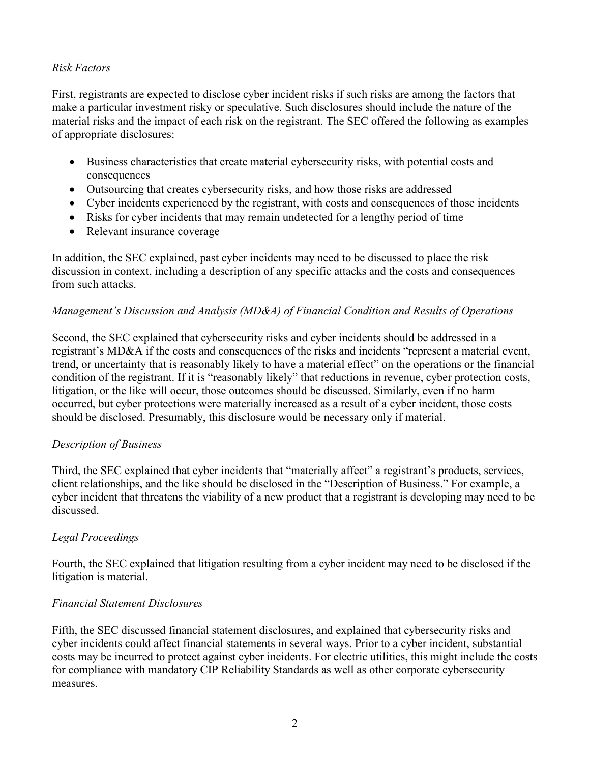*Risk Factors*

First, registrants are expected to disclose cyber incident risks if such risks are among the factors that make a particular investment risky or speculative. Such disclosures should include the nature of the material risks and the impact of each risk on the registrant. The SEC offered the following as examples of appropriate disclosures:

- Business characteristics that create material cybersecurity risks, with potential costs and consequences
- Outsourcing that creates cybersecurity risks, and how those risks are addressed
- Cyber incidents experienced by the registrant, with costs and consequences of those incidents
- Risks for cyber incidents that may remain undetected for a lengthy period of time
- Relevant insurance coverage

In addition, the SEC explained, past cyber incidents may need to be discussed to place the risk discussion in context, including a description of any specific attacks and the costs and consequences from such attacks.

*Management's Discussion and Analysis (MD&A) of Financial Condition and Results of Operations*

Second, the SEC explained that cybersecurity risks and cyber incidents should be addressed in a registrant's MD&A if the costs and consequences of the risks and incidents "represent a material event, trend, or uncertainty that is reasonably likely to have a material effect" on the operations or the financial condition of the registrant. If it is "reasonably likely" that reductions in revenue, cyber protection costs, litigation, or the like will occur, those outcomes should be discussed. Similarly, even if no harm occurred, but cyber protections were materially increased as a result of a cyber incident, those costs should be disclosed. Presumably, this disclosure would be necessary only if material.

*Description of Business*

Third, the SEC explained that cyber incidents that "materially affect" a registrant's products, services, client relationships, and the like should be disclosed in the "Description of Business." For example, a cyber incident that threatens the viability of a new product that a registrant is developing may need to be discussed.

*Legal Proceedings*

Fourth, the SEC explained that litigation resulting from a cyber incident may need to be disclosed if the litigation is material.

*Financial Statement Disclosures*

Fifth, the SEC discussed financial statement disclosures, and explained that cybersecurity risks and cyber incidents could affect financial statements in several ways. Prior to a cyber incident, substantial costs may be incurred to protect against cyber incidents. For electric utilities, this might include the costs for compliance with mandatory CIP Reliability Standards as well as other corporate cybersecurity measures.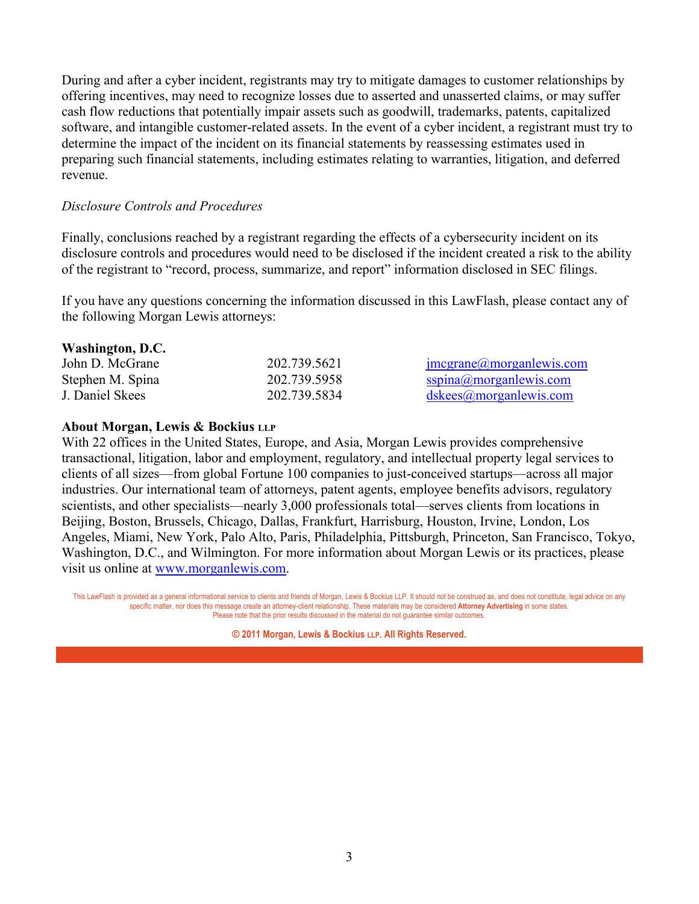During and after a cyber incident, registrants may try to mitigate damages to customer relationships by offering incentives, may need to recognize losses due to asserted and unasserted claims, or may suffer cash flow reductions that potentially impair assets such as goodwill, trademarks, patents, capitalized software, and intangible customer-related assets. In the event of a cyber incident, a registrant must try to determine the impact of the incident on its financial statements by reassessing estimates used in preparing such financial statements, including estimates relating to warranties, litigation, and deferred revenue.

*Disclosure Controls and Procedures*

Finally, conclusions reached by a registrant regarding the effects of a cybersecurity incident on its disclosure controls and procedures would need to be disclosed if the incident created a risk to the ability of the registrant to "record, process, summarize, and report" information disclosed in SEC filings.

If you have any questions concerning the information discussed in this LawFlash, please contact any of the following Morgan Lewis attorneys:

**Washington, D.C.**

| | | |
|---|---|---|
| John D. McGrane | 202.739.5621 | jmcgrane@morganlewis.com |
| Stephen M. Spina | 202.739.5958 | sspina@morganlewis.com |
| J. Daniel Skees | 202.739.5834 | dskees@morganlewis.com |

**About Morgan, Lewis & Bockius LLP**

With 22 offices in the United States, Europe, and Asia, Morgan Lewis provides comprehensive transactional, litigation, labor and employment, regulatory, and intellectual property legal services to clients of all sizes—from global Fortune 100 companies to just-conceived startups—across all major industries. Our international team of attorneys, patent agents, employee benefits advisors, regulatory scientists, and other specialists—nearly 3,000 professionals total—serves clients from locations in Beijing, Boston, Brussels, Chicago, Dallas, Frankfurt, Harrisburg, Houston, Irvine, London, Los Angeles, Miami, New York, Palo Alto, Paris, Philadelphia, Pittsburgh, Princeton, San Francisco, Tokyo, Washington, D.C., and Wilmington. For more information about Morgan Lewis or its practices, please visit us online at www.morganlewis.com.

This LawFlash is provided as a general informational service to clients and friends of Morgan, Lewis & Bockius LLP. It should not be construed as, and does not constitute, legal advice on any specific matter, nor does this message create an attorney-client relationship. These materials may be considered **Attorney Advertising** in some states. Please note that the prior results discussed in the material do not guarantee similar outcomes.

**© 2011 Morgan, Lewis & Bockius LLP. All Rights Reserved.**